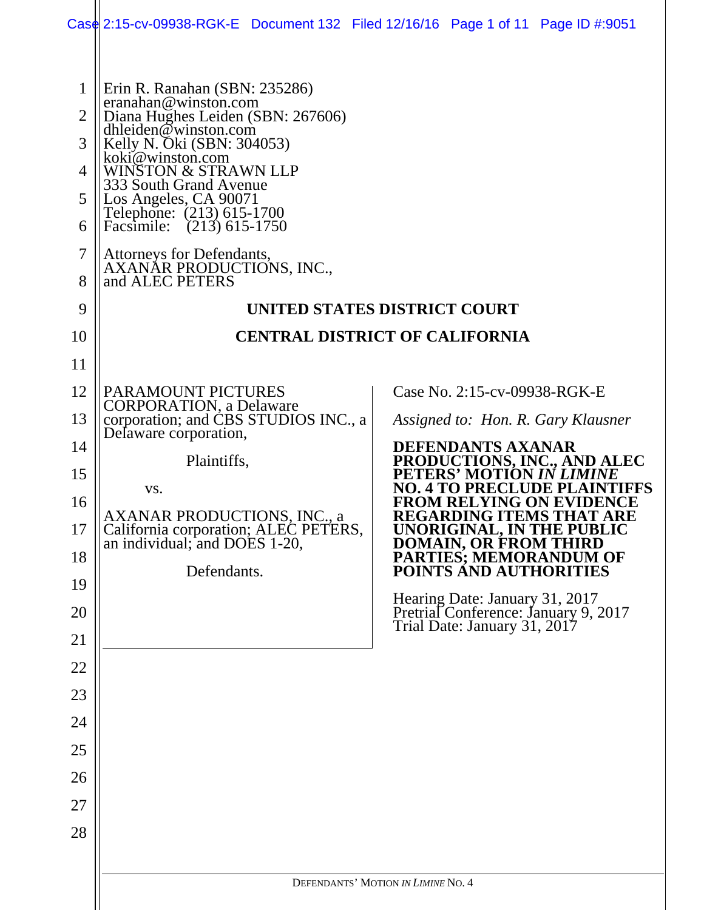Erin R. Ranahan (SBN: 235286)
eranahan@winston.com
Diana Hughes Leiden (SBN: 267606)
dhleiden@winston.com
Kelly N. Oki (SBN: 304053)
koki@winston.com
WINSTON & STRAWN LLP
333 South Grand Avenue
Los Angeles, CA 90071
Telephone: (213) 615-1700
Facsimile: (213) 615-1750

Attorneys for Defendants,
AXANAR PRODUCTIONS, INC.,
and ALEC PETERS

**UNITED STATES DISTRICT COURT**

**CENTRAL DISTRICT OF CALIFORNIA**

PARAMOUNT PICTURES CORPORATION, a Delaware corporation; and CBS STUDIOS INC., a Delaware corporation,

Plaintiffs,

vs.

AXANAR PRODUCTIONS, INC., a California corporation; ALEC PETERS, an individual; and DOES 1-20,

Defendants.

Case No. 2:15-cv-09938-RGK-E

*Assigned to: Hon. R. Gary Klausner*

**DEFENDANTS AXANAR PRODUCTIONS, INC., AND ALEC PETERS' MOTION *IN LIMINE* NO. 4 TO PRECLUDE PLAINTIFFS FROM RELYING ON EVIDENCE REGARDING ITEMS THAT ARE UNORIGINAL, IN THE PUBLIC DOMAIN, OR FROM THIRD PARTIES; MEMORANDUM OF POINTS AND AUTHORITIES**

Hearing Date: January 31, 2017
Pretrial Conference: January 9, 2017
Trial Date: January 31, 2017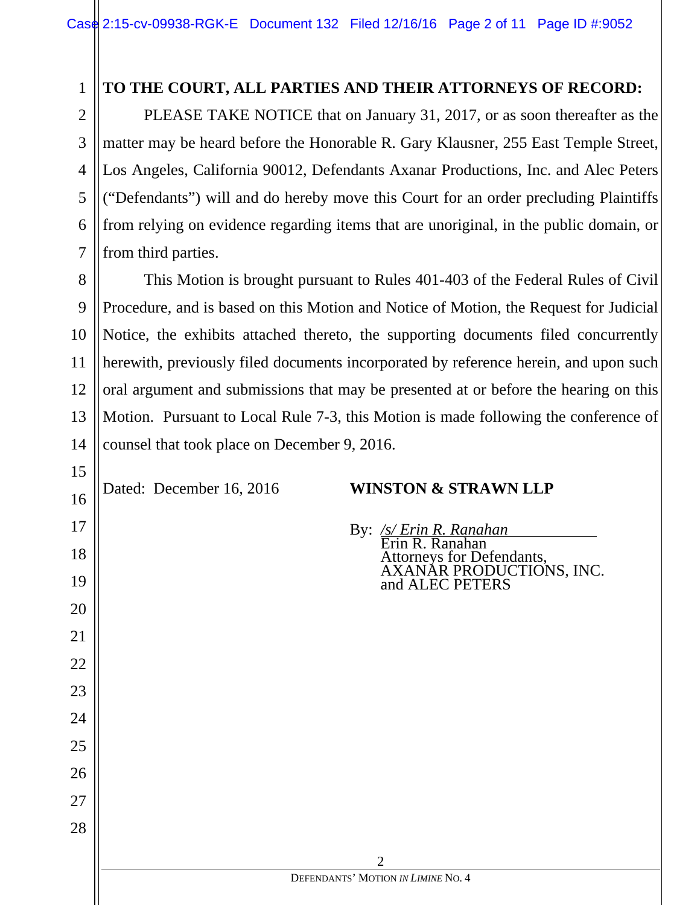**TO THE COURT, ALL PARTIES AND THEIR ATTORNEYS OF RECORD:**

PLEASE TAKE NOTICE that on January 31, 2017, or as soon thereafter as the matter may be heard before the Honorable R. Gary Klausner, 255 East Temple Street, Los Angeles, California 90012, Defendants Axanar Productions, Inc. and Alec Peters ("Defendants") will and do hereby move this Court for an order precluding Plaintiffs from relying on evidence regarding items that are unoriginal, in the public domain, or from third parties.

This Motion is brought pursuant to Rules 401-403 of the Federal Rules of Civil Procedure, and is based on this Motion and Notice of Motion, the Request for Judicial Notice, the exhibits attached thereto, the supporting documents filed concurrently herewith, previously filed documents incorporated by reference herein, and upon such oral argument and submissions that may be presented at or before the hearing on this Motion. Pursuant to Local Rule 7-3, this Motion is made following the conference of counsel that took place on December 9, 2016.

Dated: December 16, 2016

**WINSTON & STRAWN LLP**

By: */s/ Erin R. Ranahan*
Erin R. Ranahan
Attorneys for Defendants,
AXANAR PRODUCTIONS, INC.
and ALEC PETERS

DEFENDANTS' MOTION *IN LIMINE* NO. 4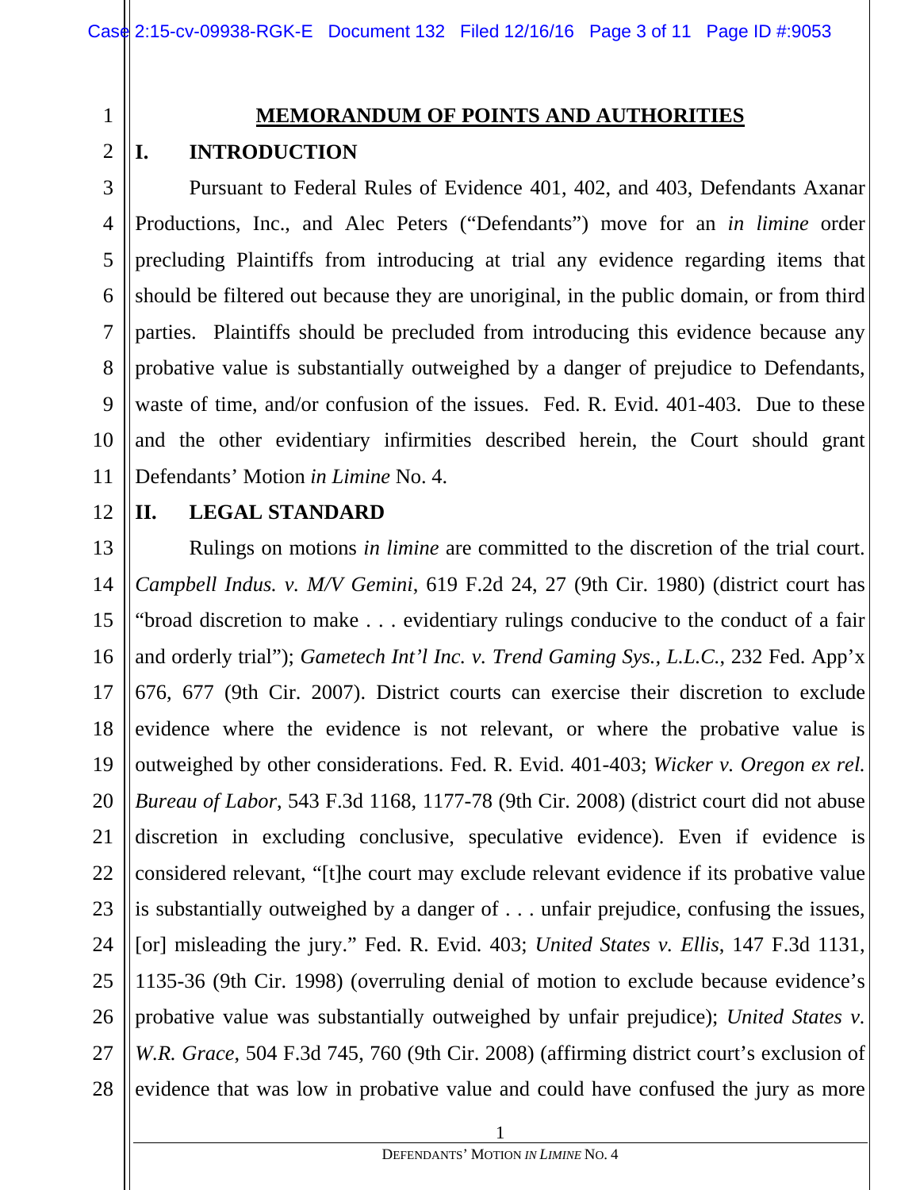# MEMORANDUM OF POINTS AND AUTHORITIES

## I. INTRODUCTION

Pursuant to Federal Rules of Evidence 401, 402, and 403, Defendants Axanar Productions, Inc., and Alec Peters ("Defendants") move for an *in limine* order precluding Plaintiffs from introducing at trial any evidence regarding items that should be filtered out because they are unoriginal, in the public domain, or from third parties. Plaintiffs should be precluded from introducing this evidence because any probative value is substantially outweighed by a danger of prejudice to Defendants, waste of time, and/or confusion of the issues. Fed. R. Evid. 401-403. Due to these and the other evidentiary infirmities described herein, the Court should grant Defendants' Motion *in Limine* No. 4.

## II. LEGAL STANDARD

Rulings on motions *in limine* are committed to the discretion of the trial court. *Campbell Indus. v. M/V Gemini*, 619 F.2d 24, 27 (9th Cir. 1980) (district court has "broad discretion to make . . . evidentiary rulings conducive to the conduct of a fair and orderly trial"); *Gametech Int'l Inc. v. Trend Gaming Sys., L.L.C.*, 232 Fed. App'x 676, 677 (9th Cir. 2007). District courts can exercise their discretion to exclude evidence where the evidence is not relevant, or where the probative value is outweighed by other considerations. Fed. R. Evid. 401-403; *Wicker v. Oregon ex rel. Bureau of Labor*, 543 F.3d 1168, 1177-78 (9th Cir. 2008) (district court did not abuse discretion in excluding conclusive, speculative evidence). Even if evidence is considered relevant, "[t]he court may exclude relevant evidence if its probative value is substantially outweighed by a danger of . . . unfair prejudice, confusing the issues, [or] misleading the jury." Fed. R. Evid. 403; *United States v. Ellis*, 147 F.3d 1131, 1135-36 (9th Cir. 1998) (overruling denial of motion to exclude because evidence's probative value was substantially outweighed by unfair prejudice); *United States v. W.R. Grace*, 504 F.3d 745, 760 (9th Cir. 2008) (affirming district court's exclusion of evidence that was low in probative value and could have confused the jury as more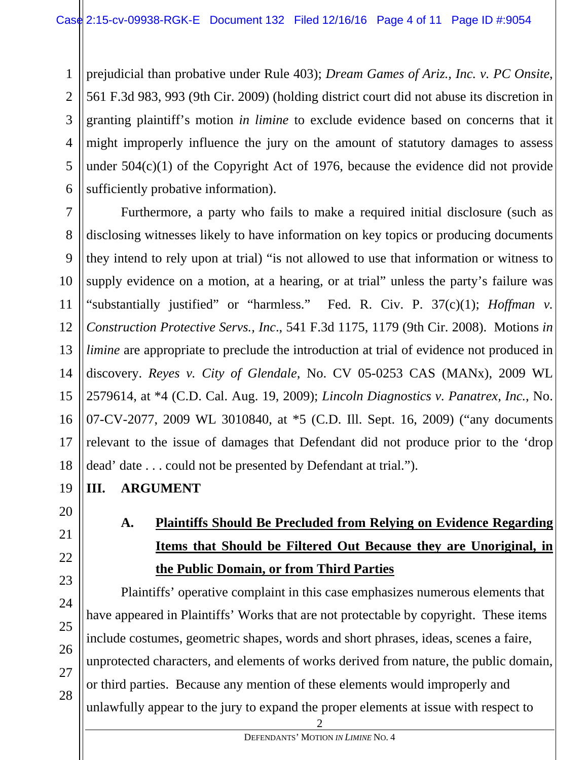prejudicial than probative under Rule 403); *Dream Games of Ariz., Inc. v. PC Onsite*, 561 F.3d 983, 993 (9th Cir. 2009) (holding district court did not abuse its discretion in granting plaintiff's motion *in limine* to exclude evidence based on concerns that it might improperly influence the jury on the amount of statutory damages to assess under 504(c)(1) of the Copyright Act of 1976, because the evidence did not provide sufficiently probative information).

Furthermore, a party who fails to make a required initial disclosure (such as disclosing witnesses likely to have information on key topics or producing documents they intend to rely upon at trial) "is not allowed to use that information or witness to supply evidence on a motion, at a hearing, or at trial" unless the party's failure was "substantially justified" or "harmless." Fed. R. Civ. P. 37(c)(1); *Hoffman v. Construction Protective Servs., Inc*., 541 F.3d 1175, 1179 (9th Cir. 2008). Motions *in limine* are appropriate to preclude the introduction at trial of evidence not produced in discovery. *Reyes v. City of Glendale*, No. CV 05-0253 CAS (MANx), 2009 WL 2579614, at *4 (C.D. Cal. Aug. 19, 2009); *Lincoln Diagnostics v. Panatrex, Inc.*, No. 07-CV-2077, 2009 WL 3010840, at *5 (C.D. Ill. Sept. 16, 2009) ("any documents relevant to the issue of damages that Defendant did not produce prior to the 'drop dead' date . . . could not be presented by Defendant at trial.").

## III. ARGUMENT

### A. Plaintiffs Should Be Precluded from Relying on Evidence Regarding Items that Should be Filtered Out Because they are Unoriginal, in the Public Domain, or from Third Parties

Plaintiffs' operative complaint in this case emphasizes numerous elements that have appeared in Plaintiffs' Works that are not protectable by copyright. These items include costumes, geometric shapes, words and short phrases, ideas, scenes a faire, unprotected characters, and elements of works derived from nature, the public domain, or third parties. Because any mention of these elements would improperly and unlawfully appear to the jury to expand the proper elements at issue with respect to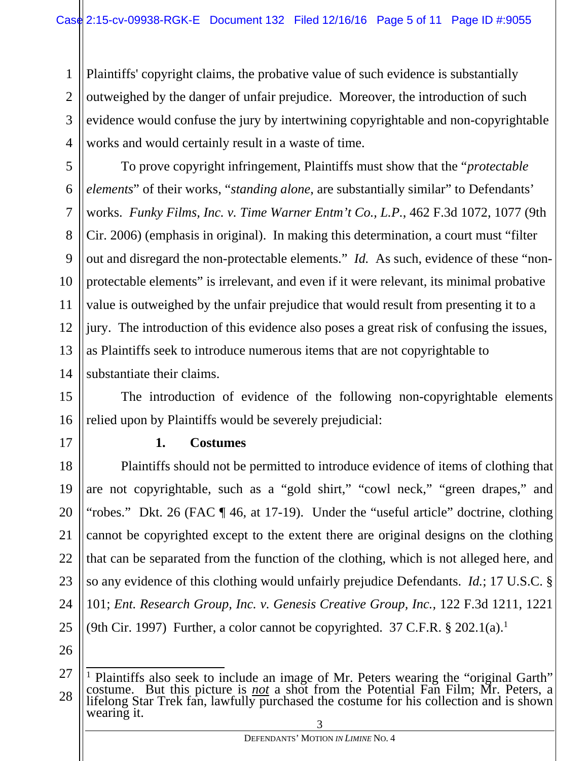Plaintiffs' copyright claims, the probative value of such evidence is substantially outweighed by the danger of unfair prejudice. Moreover, the introduction of such evidence would confuse the jury by intertwining copyrightable and non-copyrightable works and would certainly result in a waste of time.

To prove copyright infringement, Plaintiffs must show that the "*protectable elements*" of their works, "*standing alone*, are substantially similar" to Defendants' works. *Funky Films, Inc. v. Time Warner Entm't Co., L.P.*, 462 F.3d 1072, 1077 (9th Cir. 2006) (emphasis in original). In making this determination, a court must "filter out and disregard the non-protectable elements." *Id.* As such, evidence of these "non-protectable elements" is irrelevant, and even if it were relevant, its minimal probative value is outweighed by the unfair prejudice that would result from presenting it to a jury. The introduction of this evidence also poses a great risk of confusing the issues, as Plaintiffs seek to introduce numerous items that are not copyrightable to substantiate their claims.

The introduction of evidence of the following non-copyrightable elements relied upon by Plaintiffs would be severely prejudicial:

**1. Costumes**

Plaintiffs should not be permitted to introduce evidence of items of clothing that are not copyrightable, such as a "gold shirt," "cowl neck," "green drapes," and "robes." Dkt. 26 (FAC ¶ 46, at 17-19). Under the "useful article" doctrine, clothing cannot be copyrighted except to the extent there are original designs on the clothing that can be separated from the function of the clothing, which is not alleged here, and so any evidence of this clothing would unfairly prejudice Defendants. *Id.*; 17 U.S.C. § 101; *Ent. Research Group, Inc. v. Genesis Creative Group, Inc.*, 122 F.3d 1211, 1221 (9th Cir. 1997) Further, a color cannot be copyrighted. 37 C.F.R. § 202.1(a).[1]

[1] Plaintiffs also seek to include an image of Mr. Peters wearing the "original Garth" costume. But this picture is ***not*** a shot from the Potential Fan Film; Mr. Peters, a lifelong Star Trek fan, lawfully purchased the costume for his collection and is shown wearing it.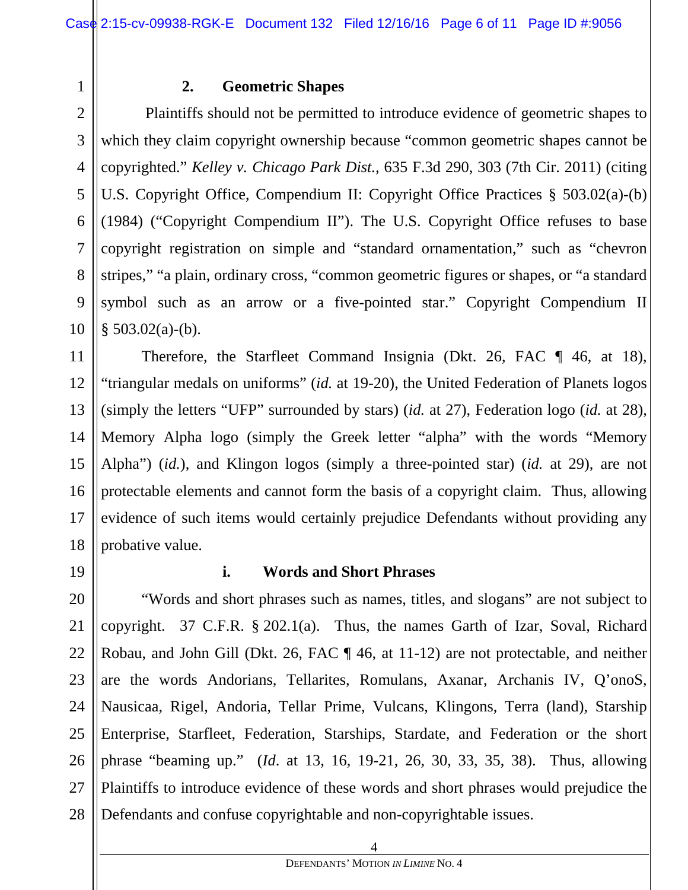### 2. Geometric Shapes

Plaintiffs should not be permitted to introduce evidence of geometric shapes to which they claim copyright ownership because "common geometric shapes cannot be copyrighted." *Kelley v. Chicago Park Dist.*, 635 F.3d 290, 303 (7th Cir. 2011) (citing U.S. Copyright Office, Compendium II: Copyright Office Practices § 503.02(a)-(b) (1984) ("Copyright Compendium II"). The U.S. Copyright Office refuses to base copyright registration on simple and "standard ornamentation," such as "chevron stripes," "a plain, ordinary cross, "common geometric figures or shapes, or "a standard symbol such as an arrow or a five-pointed star." Copyright Compendium II § 503.02(a)-(b).

Therefore, the Starfleet Command Insignia (Dkt. 26, FAC ¶ 46, at 18), "triangular medals on uniforms" (*id.* at 19-20), the United Federation of Planets logos (simply the letters "UFP" surrounded by stars) (*id.* at 27), Federation logo (*id.* at 28), Memory Alpha logo (simply the Greek letter "alpha" with the words "Memory Alpha") (*id.*), and Klingon logos (simply a three-pointed star) (*id.* at 29), are not protectable elements and cannot form the basis of a copyright claim. Thus, allowing evidence of such items would certainly prejudice Defendants without providing any probative value.

#### i. Words and Short Phrases

"Words and short phrases such as names, titles, and slogans" are not subject to copyright. 37 C.F.R. § 202.1(a). Thus, the names Garth of Izar, Soval, Richard Robau, and John Gill (Dkt. 26, FAC ¶ 46, at 11-12) are not protectable, and neither are the words Andorians, Tellarites, Romulans, Axanar, Archanis IV, Q'onoS, Nausicaa, Rigel, Andoria, Tellar Prime, Vulcans, Klingons, Terra (land), Starship Enterprise, Starfleet, Federation, Starships, Stardate, and Federation or the short phrase "beaming up." (*Id*. at 13, 16, 19-21, 26, 30, 33, 35, 38). Thus, allowing Plaintiffs to introduce evidence of these words and short phrases would prejudice the Defendants and confuse copyrightable and non-copyrightable issues.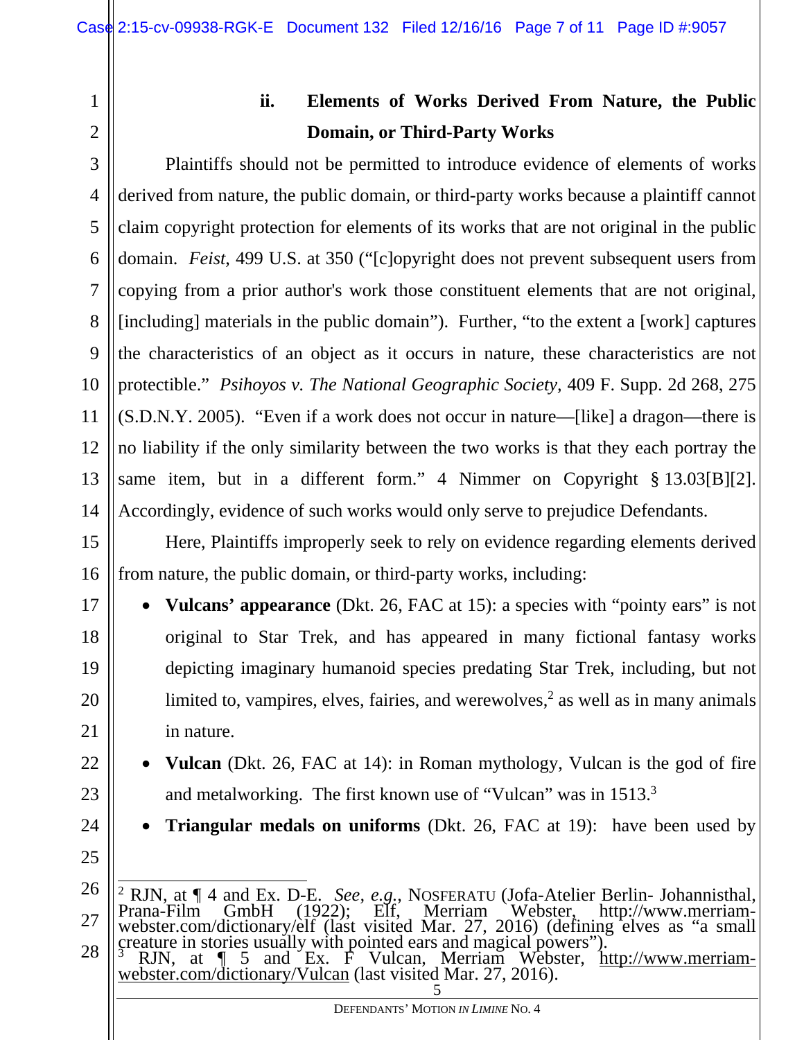### ii. Elements of Works Derived From Nature, the Public Domain, or Third-Party Works

Plaintiffs should not be permitted to introduce evidence of elements of works derived from nature, the public domain, or third-party works because a plaintiff cannot claim copyright protection for elements of its works that are not original in the public domain. *Feist*, 499 U.S. at 350 ("[c]opyright does not prevent subsequent users from copying from a prior author's work those constituent elements that are not original, [including] materials in the public domain"). Further, "to the extent a [work] captures the characteristics of an object as it occurs in nature, these characteristics are not protectible." *Psihoyos v. The National Geographic Society*, 409 F. Supp. 2d 268, 275 (S.D.N.Y. 2005). "Even if a work does not occur in nature—[like] a dragon—there is no liability if the only similarity between the two works is that they each portray the same item, but in a different form." 4 Nimmer on Copyright § 13.03[B][2]. Accordingly, evidence of such works would only serve to prejudice Defendants.

Here, Plaintiffs improperly seek to rely on evidence regarding elements derived from nature, the public domain, or third-party works, including:

- **Vulcans' appearance** (Dkt. 26, FAC at 15): a species with "pointy ears" is not original to Star Trek, and has appeared in many fictional fantasy works depicting imaginary humanoid species predating Star Trek, including, but not limited to, vampires, elves, fairies, and werewolves,[2] as well as in many animals in nature.
- **Vulcan** (Dkt. 26, FAC at 14): in Roman mythology, Vulcan is the god of fire and metalworking. The first known use of "Vulcan" was in 1513.[3]
- **Triangular medals on uniforms** (Dkt. 26, FAC at 19): have been used by

[2] RJN, at ¶ 4 and Ex. D-E. *See, e.g.*, NOSFERATU (Jofa-Atelier Berlin- Johannisthal, Prana-Film GmbH (1922); Elf, Merriam Webster, http://www.merriam-webster.com/dictionary/elf (last visited Mar. 27, 2016) (defining elves as "a small creature in stories usually with pointed ears and magical powers").

[3] RJN, at ¶ 5 and Ex. F Vulcan, Merriam Webster, http://www.merriam-webster.com/dictionary/Vulcan (last visited Mar. 27, 2016).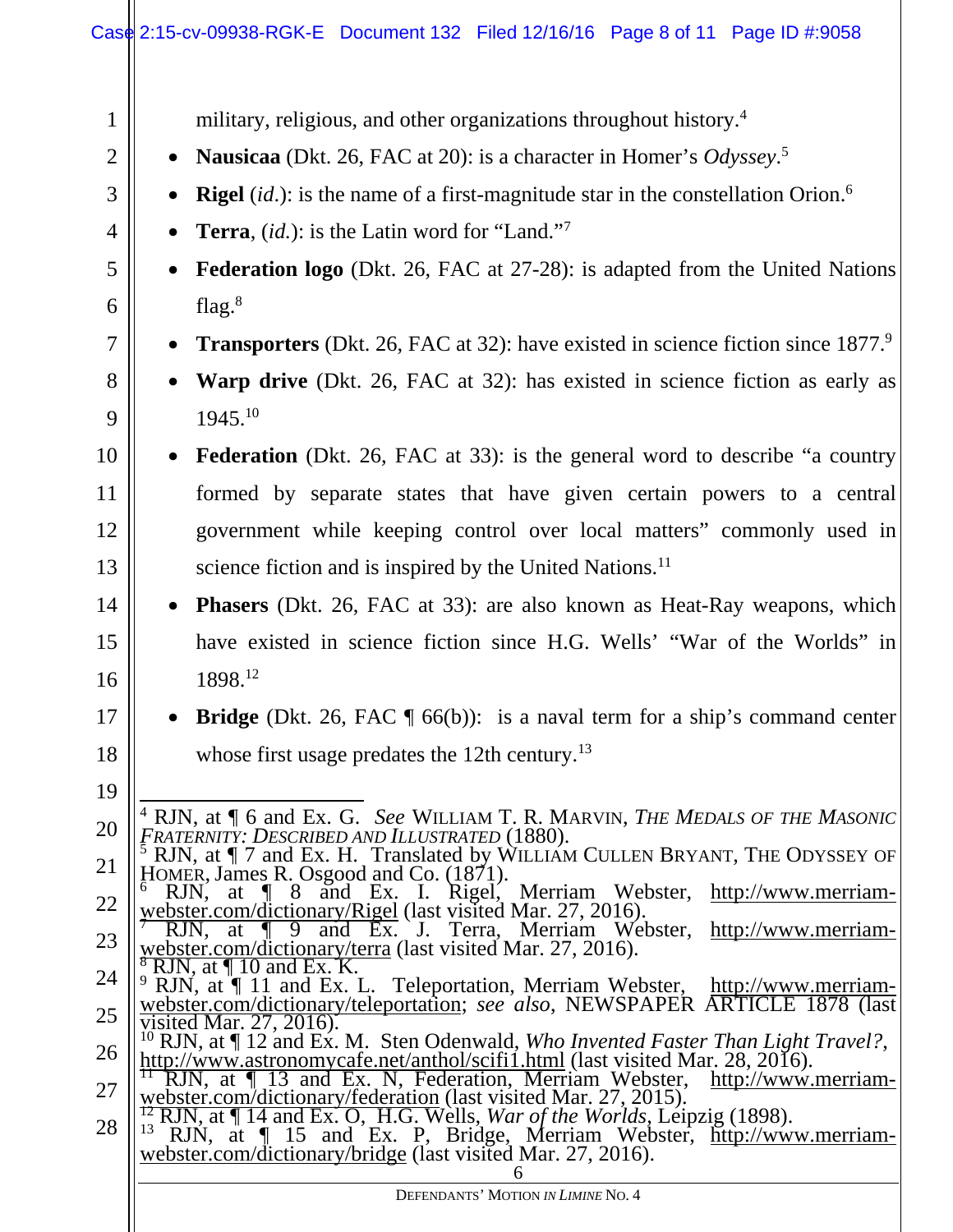military, religious, and other organizations throughout history.[4]

- **Nausicaa** (Dkt. 26, FAC at 20): is a character in Homer's *Odyssey*.[5]
- **Rigel** (*id.*): is the name of a first-magnitude star in the constellation Orion.[6]
- **Terra**, (*id.*): is the Latin word for "Land."[7]
- **Federation logo** (Dkt. 26, FAC at 27-28): is adapted from the United Nations flag.[8]
- **Transporters** (Dkt. 26, FAC at 32): have existed in science fiction since 1877.[9]
- **Warp drive** (Dkt. 26, FAC at 32): has existed in science fiction as early as 1945.[10]
- **Federation** (Dkt. 26, FAC at 33): is the general word to describe "a country formed by separate states that have given certain powers to a central government while keeping control over local matters" commonly used in science fiction and is inspired by the United Nations.[11]
- **Phasers** (Dkt. 26, FAC at 33): are also known as Heat-Ray weapons, which have existed in science fiction since H.G. Wells' "War of the Worlds" in 1898.[12]
- **Bridge** (Dkt. 26, FAC ¶ 66(b)): is a naval term for a ship's command center whose first usage predates the 12th century.[13]

---

[4] RJN, at ¶ 6 and Ex. G. *See* WILLIAM T. R. MARVIN, *THE MEDALS OF THE MASONIC FRATERNITY: DESCRIBED AND ILLUSTRATED* (1880).

[5] RJN, at ¶ 7 and Ex. H. Translated by WILLIAM CULLEN BRYANT, THE ODYSSEY OF HOMER, James R. Osgood and Co. (1871).

[6] RJN, at ¶ 8 and Ex. I. Rigel, Merriam Webster, http://www.merriam-webster.com/dictionary/Rigel (last visited Mar. 27, 2016).

[7] RJN, at ¶ 9 and Ex. J. Terra, Merriam Webster, http://www.merriam-webster.com/dictionary/terra (last visited Mar. 27, 2016).

[8] RJN, at ¶ 10 and Ex. K.

[9] RJN, at ¶ 11 and Ex. L. Teleportation, Merriam Webster, http://www.merriam-webster.com/dictionary/teleportation; *see also*, NEWSPAPER ARTICLE 1878 (last visited Mar. 27, 2016).

[10] RJN, at ¶ 12 and Ex. M. Sten Odenwald, *Who Invented Faster Than Light Travel?*, http://www.astronomycafe.net/anthol/scifi1.html (last visited Mar. 28, 2016).

[11] RJN, at ¶ 13 and Ex. N, Federation, Merriam Webster, http://www.merriam-webster.com/dictionary/federation (last visited Mar. 27, 2015).

[12] RJN, at ¶ 14 and Ex. O, H.G. Wells, *War of the Worlds*, Leipzig (1898).

[13] RJN, at ¶ 15 and Ex. P, Bridge, Merriam Webster, http://www.merriam-webster.com/dictionary/bridge (last visited Mar. 27, 2016).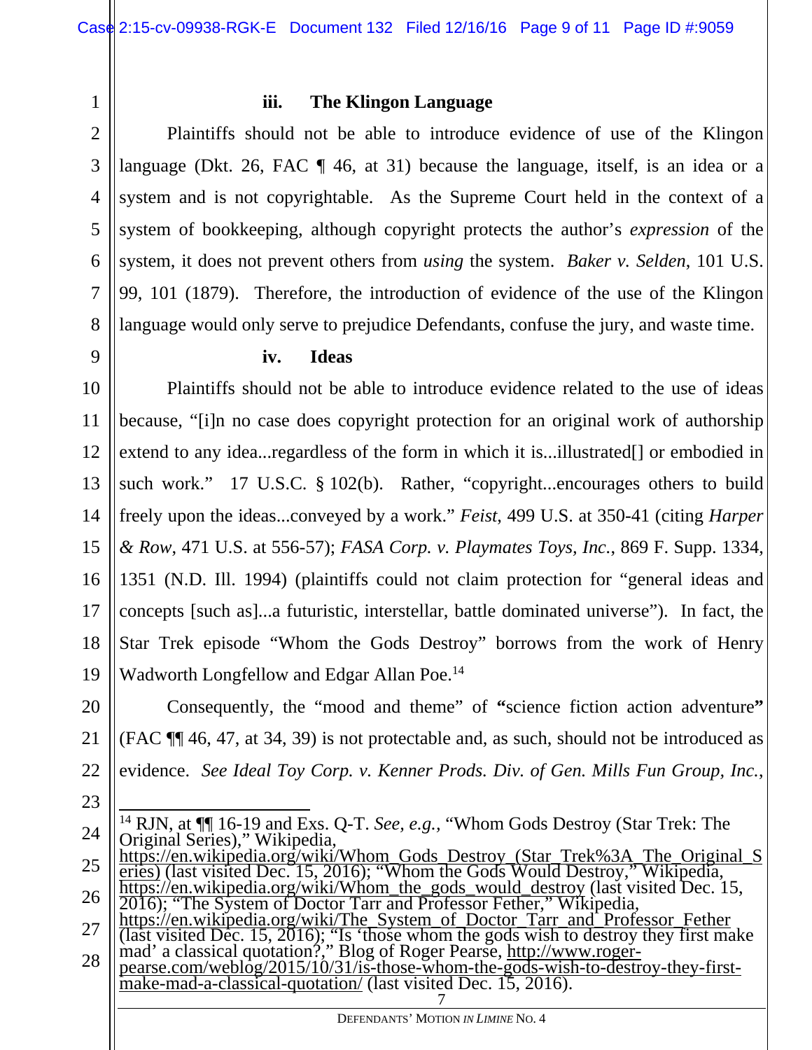### iii. The Klingon Language

Plaintiffs should not be able to introduce evidence of use of the Klingon language (Dkt. 26, FAC ¶ 46, at 31) because the language, itself, is an idea or a system and is not copyrightable. As the Supreme Court held in the context of a system of bookkeeping, although copyright protects the author's *expression* of the system, it does not prevent others from *using* the system. *Baker v. Selden*, 101 U.S. 99, 101 (1879). Therefore, the introduction of evidence of the use of the Klingon language would only serve to prejudice Defendants, confuse the jury, and waste time.

### iv. Ideas

Plaintiffs should not be able to introduce evidence related to the use of ideas because, "[i]n no case does copyright protection for an original work of authorship extend to any idea...regardless of the form in which it is...illustrated[] or embodied in such work." 17 U.S.C. § 102(b). Rather, "copyright...encourages others to build freely upon the ideas...conveyed by a work." *Feist*, 499 U.S. at 350-41 (citing *Harper & Row*, 471 U.S. at 556-57); *FASA Corp. v. Playmates Toys, Inc.*, 869 F. Supp. 1334, 1351 (N.D. Ill. 1994) (plaintiffs could not claim protection for "general ideas and concepts [such as]...a futuristic, interstellar, battle dominated universe"). In fact, the Star Trek episode "Whom the Gods Destroy" borrows from the work of Henry Wadworth Longfellow and Edgar Allan Poe.[14]

Consequently, the "mood and theme" of **"**science fiction action adventure**"** (FAC ¶¶ 46, 47, at 34, 39) is not protectable and, as such, should not be introduced as evidence. *See Ideal Toy Corp. v. Kenner Prods. Div. of Gen. Mills Fun Group, Inc.*,

---

[14] RJN, at ¶¶ 16-19 and Exs. Q-T. *See, e.g.*, "Whom Gods Destroy (Star Trek: The Original Series)," Wikipedia, https://en.wikipedia.org/wiki/Whom_Gods_Destroy_(Star_Trek%3A_The_Original_Series) (last visited Dec. 15, 2016); "Whom the Gods Would Destroy," Wikipedia, https://en.wikipedia.org/wiki/Whom_the_gods_would_destroy (last visited Dec. 15, 2016); "The System of Doctor Tarr and Professor Fether," Wikipedia, https://en.wikipedia.org/wiki/The_System_of_Doctor_Tarr_and_Professor_Fether (last visited Dec. 15, 2016); "Is 'those whom the gods wish to destroy they first make mad' a classical quotation?," Blog of Roger Pearse, http://www.roger-pearse.com/weblog/2015/10/31/is-those-whom-the-gods-wish-to-destroy-they-first-make-mad-a-classical-quotation/ (last visited Dec. 15, 2016).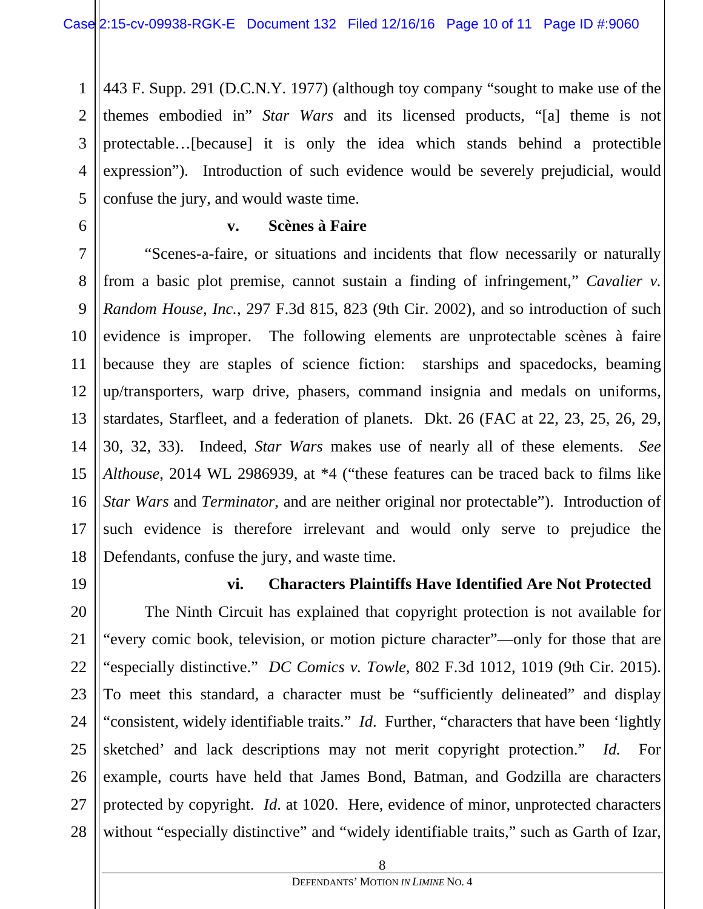443 F. Supp. 291 (D.C.N.Y. 1977) (although toy company "sought to make use of the themes embodied in" *Star Wars* and its licensed products, "[a] theme is not protectable…[because] it is only the idea which stands behind a protectible expression"). Introduction of such evidence would be severely prejudicial, would confuse the jury, and would waste time.

**v. Scènes à Faire**

"Scenes-a-faire, or situations and incidents that flow necessarily or naturally from a basic plot premise, cannot sustain a finding of infringement," *Cavalier v. Random House, Inc.*, 297 F.3d 815, 823 (9th Cir. 2002), and so introduction of such evidence is improper. The following elements are unprotectable scènes à faire because they are staples of science fiction: starships and spacedocks, beaming up/transporters, warp drive, phasers, command insignia and medals on uniforms, stardates, Starfleet, and a federation of planets. Dkt. 26 (FAC at 22, 23, 25, 26, 29, 30, 32, 33). Indeed, *Star Wars* makes use of nearly all of these elements. *See Althouse*, 2014 WL 2986939, at *4 ("these features can be traced back to films like *Star Wars* and *Terminator*, and are neither original nor protectable"). Introduction of such evidence is therefore irrelevant and would only serve to prejudice the Defendants, confuse the jury, and waste time.

**vi. Characters Plaintiffs Have Identified Are Not Protected**

The Ninth Circuit has explained that copyright protection is not available for "every comic book, television, or motion picture character"—only for those that are "especially distinctive." *DC Comics v. Towle*, 802 F.3d 1012, 1019 (9th Cir. 2015). To meet this standard, a character must be "sufficiently delineated" and display "consistent, widely identifiable traits." *Id*. Further, "characters that have been 'lightly sketched' and lack descriptions may not merit copyright protection." *Id.* For example, courts have held that James Bond, Batman, and Godzilla are characters protected by copyright. *Id*. at 1020. Here, evidence of minor, unprotected characters without "especially distinctive" and "widely identifiable traits," such as Garth of Izar,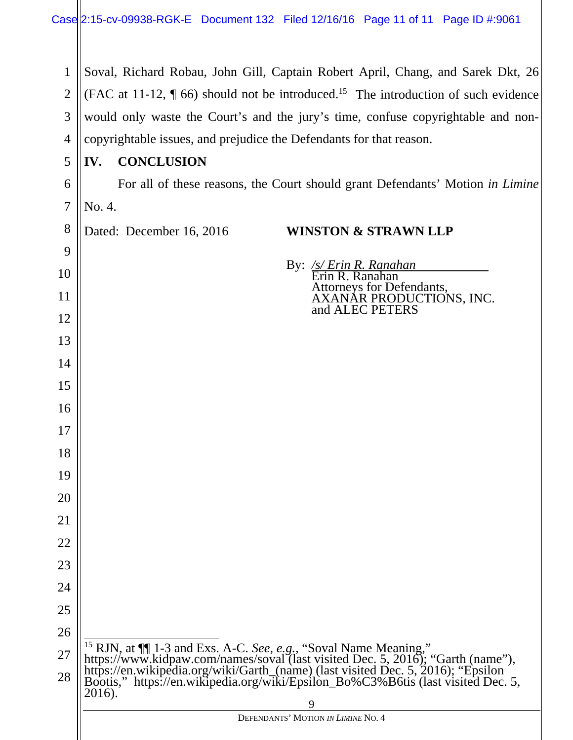Soval, Richard Robau, John Gill, Captain Robert April, Chang, and Sarek Dkt, 26 (FAC at 11-12, ¶ 66) should not be introduced.[15] The introduction of such evidence would only waste the Court's and the jury's time, confuse copyrightable and non-copyrightable issues, and prejudice the Defendants for that reason.

## IV. CONCLUSION

For all of these reasons, the Court should grant Defendants' Motion *in Limine* No. 4.

Dated: December 16, 2016

**WINSTON & STRAWN LLP**

By: */s/ Erin R. Ranahan*
Erin R. Ranahan
Attorneys for Defendants,
AXANAR PRODUCTIONS, INC.
and ALEC PETERS

---

[15] RJN, at ¶¶ 1-3 and Exs. A-C. *See, e.g.*, "Soval Name Meaning," https://www.kidpaw.com/names/soval (last visited Dec. 5, 2016); "Garth (name"), https://en.wikipedia.org/wiki/Garth_(name) (last visited Dec. 5, 2016); "Epsilon Bootis," https://en.wikipedia.org/wiki/Epsilon_Bo%C3%B6tis (last visited Dec. 5, 2016).